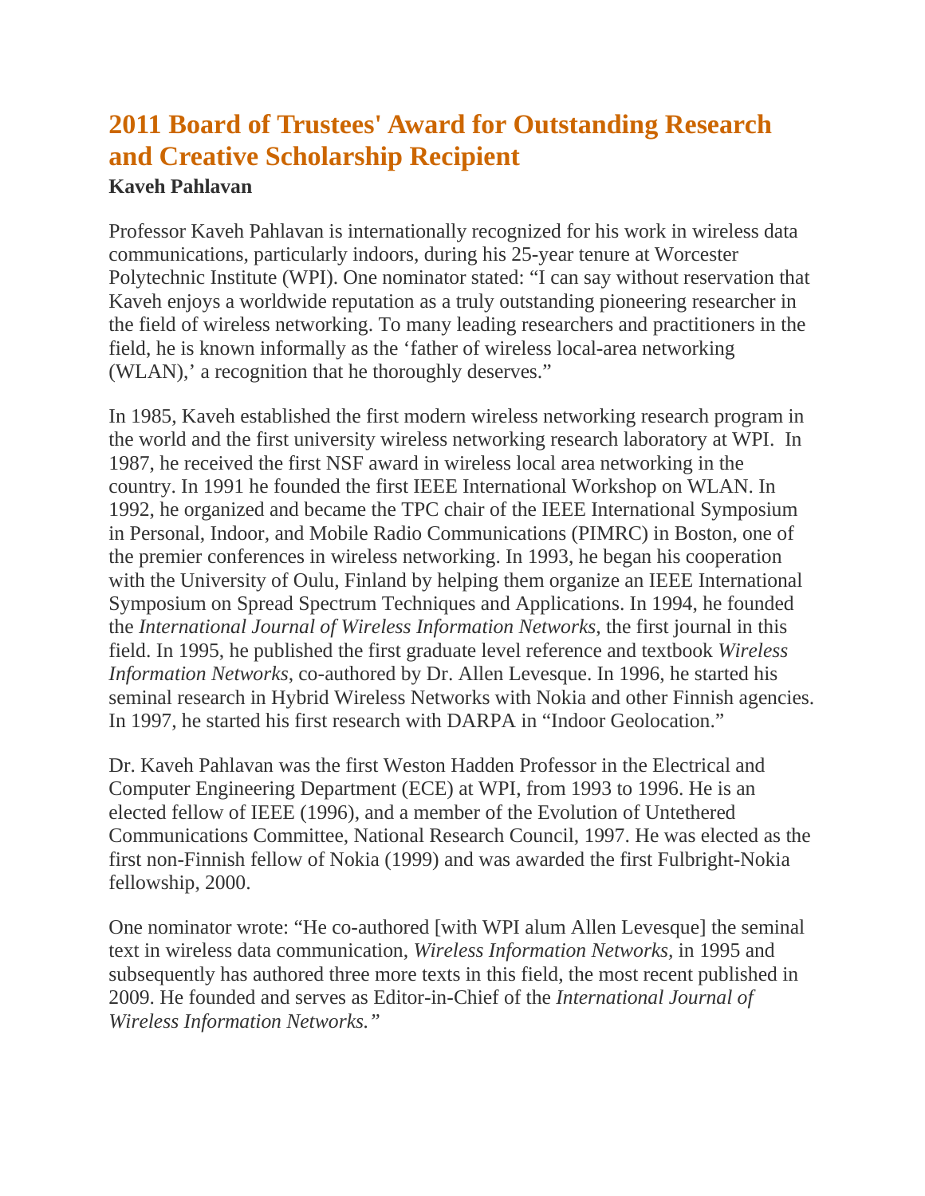# 2011 Board of Trustees' Award for Outstanding Research and Creative Scholarship Recipient

**Kaveh Pahlavan**

Professor Kaveh Pahlavan is internationally recognized for his work in wireless data communications, particularly indoors, during his 25-year tenure at Worcester Polytechnic Institute (WPI). One nominator stated: "I can say without reservation that Kaveh enjoys a worldwide reputation as a truly outstanding pioneering researcher in the field of wireless networking. To many leading researchers and practitioners in the field, he is known informally as the 'father of wireless local-area networking (WLAN),' a recognition that he thoroughly deserves."

In 1985, Kaveh established the first modern wireless networking research program in the world and the first university wireless networking research laboratory at WPI. In 1987, he received the first NSF award in wireless local area networking in the country. In 1991 he founded the first IEEE International Workshop on WLAN. In 1992, he organized and became the TPC chair of the IEEE International Symposium in Personal, Indoor, and Mobile Radio Communications (PIMRC) in Boston, one of the premier conferences in wireless networking. In 1993, he began his cooperation with the University of Oulu, Finland by helping them organize an IEEE International Symposium on Spread Spectrum Techniques and Applications. In 1994, he founded the *International Journal of Wireless Information Networks*, the first journal in this field. In 1995, he published the first graduate level reference and textbook *Wireless Information Networks*, co-authored by Dr. Allen Levesque. In 1996, he started his seminal research in Hybrid Wireless Networks with Nokia and other Finnish agencies. In 1997, he started his first research with DARPA in "Indoor Geolocation."

Dr. Kaveh Pahlavan was the first Weston Hadden Professor in the Electrical and Computer Engineering Department (ECE) at WPI, from 1993 to 1996. He is an elected fellow of IEEE (1996), and a member of the Evolution of Untethered Communications Committee, National Research Council, 1997. He was elected as the first non-Finnish fellow of Nokia (1999) and was awarded the first Fulbright-Nokia fellowship, 2000.

One nominator wrote: "He co-authored [with WPI alum Allen Levesque] the seminal text in wireless data communication, *Wireless Information Networks*, in 1995 and subsequently has authored three more texts in this field, the most recent published in 2009. He founded and serves as Editor-in-Chief of the *International Journal of Wireless Information Networks."*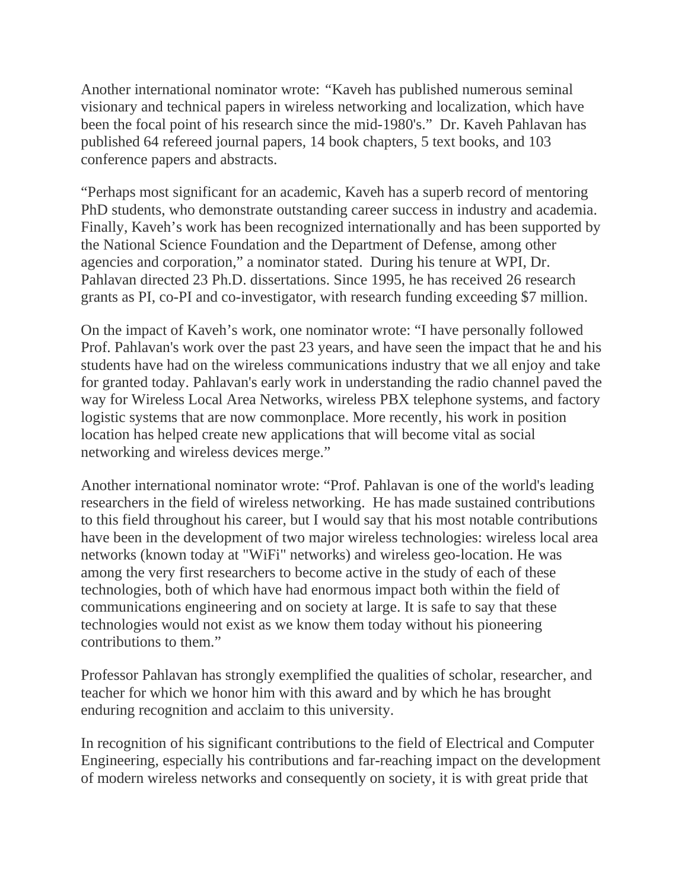Another international nominator wrote: "Kaveh has published numerous seminal visionary and technical papers in wireless networking and localization, which have been the focal point of his research since the mid-1980's." Dr. Kaveh Pahlavan has published 64 refereed journal papers, 14 book chapters, 5 text books, and 103 conference papers and abstracts.

"Perhaps most significant for an academic, Kaveh has a superb record of mentoring PhD students, who demonstrate outstanding career success in industry and academia. Finally, Kaveh's work has been recognized internationally and has been supported by the National Science Foundation and the Department of Defense, among other agencies and corporation," a nominator stated. During his tenure at WPI, Dr. Pahlavan directed 23 Ph.D. dissertations. Since 1995, he has received 26 research grants as PI, co-PI and co-investigator, with research funding exceeding $7 million.

On the impact of Kaveh's work, one nominator wrote: "I have personally followed Prof. Pahlavan's work over the past 23 years, and have seen the impact that he and his students have had on the wireless communications industry that we all enjoy and take for granted today. Pahlavan's early work in understanding the radio channel paved the way for Wireless Local Area Networks, wireless PBX telephone systems, and factory logistic systems that are now commonplace. More recently, his work in position location has helped create new applications that will become vital as social networking and wireless devices merge."

Another international nominator wrote: "Prof. Pahlavan is one of the world's leading researchers in the field of wireless networking. He has made sustained contributions to this field throughout his career, but I would say that his most notable contributions have been in the development of two major wireless technologies: wireless local area networks (known today at "WiFi" networks) and wireless geo-location. He was among the very first researchers to become active in the study of each of these technologies, both of which have had enormous impact both within the field of communications engineering and on society at large. It is safe to say that these technologies would not exist as we know them today without his pioneering contributions to them."

Professor Pahlavan has strongly exemplified the qualities of scholar, researcher, and teacher for which we honor him with this award and by which he has brought enduring recognition and acclaim to this university.

In recognition of his significant contributions to the field of Electrical and Computer Engineering, especially his contributions and far-reaching impact on the development of modern wireless networks and consequently on society, it is with great pride that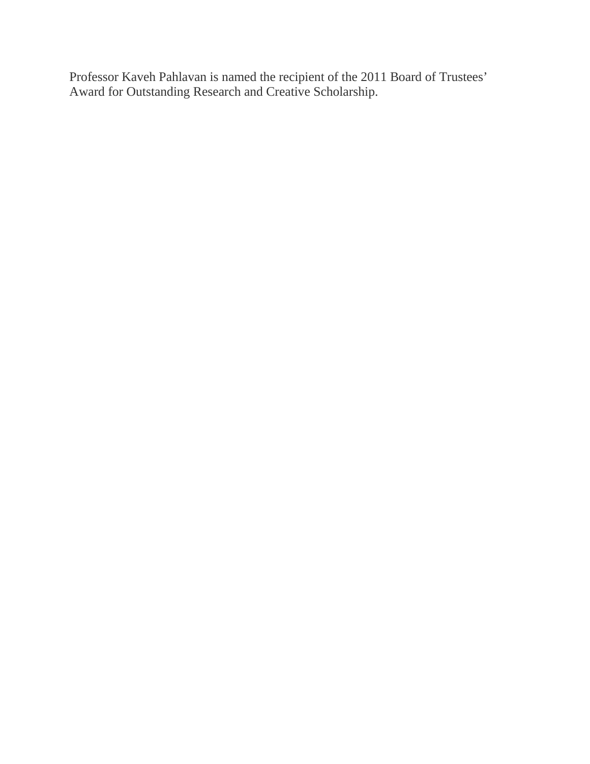Professor Kaveh Pahlavan is named the recipient of the 2011 Board of Trustees' Award for Outstanding Research and Creative Scholarship.